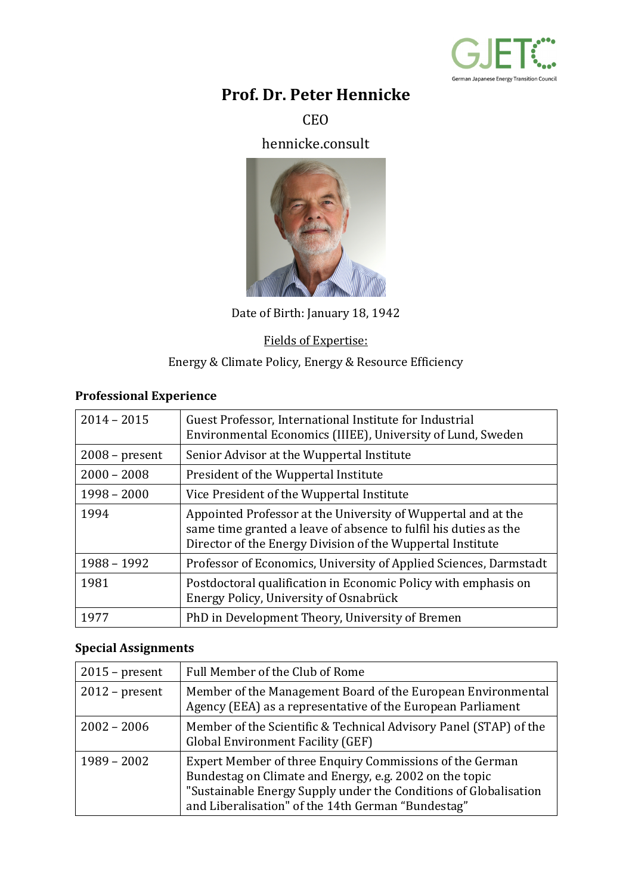# Prof. Dr. Peter Hennicke

CEO

hennicke.consult

Date of Birth: January 18, 1942

Fields of Expertise:

Energy & Climate Policy, Energy & Resource Efficiency

## Professional Experience

| | |
|---|---|
| 2014 – 2015 | Guest Professor, International Institute for Industrial Environmental Economics (IIIEE), University of Lund, Sweden |
| 2008 – present | Senior Advisor at the Wuppertal Institute |
| 2000 – 2008 | President of the Wuppertal Institute |
| 1998 – 2000 | Vice President of the Wuppertal Institute |
| 1994 | Appointed Professor at the University of Wuppertal and at the same time granted a leave of absence to fulfil his duties as the Director of the Energy Division of the Wuppertal Institute |
| 1988 – 1992 | Professor of Economics, University of Applied Sciences, Darmstadt |
| 1981 | Postdoctoral qualification in Economic Policy with emphasis on Energy Policy, University of Osnabrück |
| 1977 | PhD in Development Theory, University of Bremen |

## Special Assignments

| | |
|---|---|
| 2015 – present | Full Member of the Club of Rome |
| 2012 – present | Member of the Management Board of the European Environmental Agency (EEA) as a representative of the European Parliament |
| 2002 – 2006 | Member of the Scientific & Technical Advisory Panel (STAP) of the Global Environment Facility (GEF) |
| 1989 – 2002 | Expert Member of three Enquiry Commissions of the German Bundestag on Climate and Energy, e.g. 2002 on the topic "Sustainable Energy Supply under the Conditions of Globalisation and Liberalisation" of the 14th German "Bundestag" |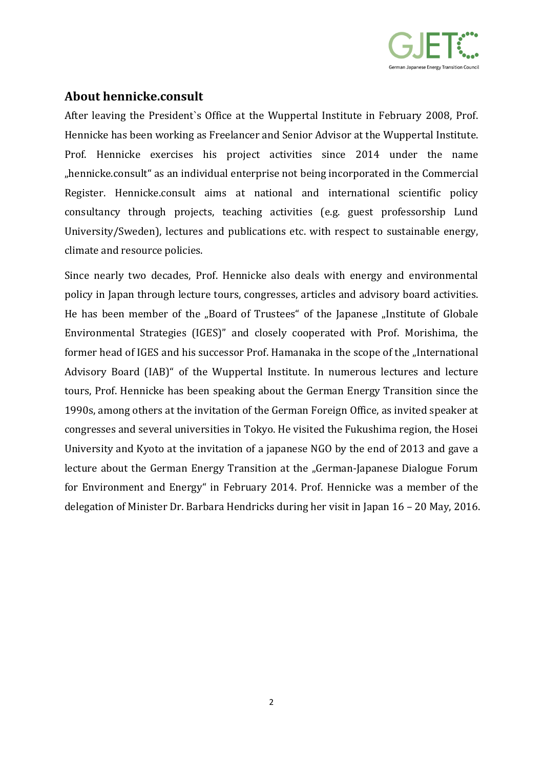## About hennicke.consult

After leaving the President`s Office at the Wuppertal Institute in February 2008, Prof. Hennicke has been working as Freelancer and Senior Advisor at the Wuppertal Institute. Prof. Hennicke exercises his project activities since 2014 under the name „hennicke.consult" as an individual enterprise not being incorporated in the Commercial Register. Hennicke.consult aims at national and international scientific policy consultancy through projects, teaching activities (e.g. guest professorship Lund University/Sweden), lectures and publications etc. with respect to sustainable energy, climate and resource policies.

Since nearly two decades, Prof. Hennicke also deals with energy and environmental policy in Japan through lecture tours, congresses, articles and advisory board activities. He has been member of the „Board of Trustees" of the Japanese „Institute of Globale Environmental Strategies (IGES)" and closely cooperated with Prof. Morishima, the former head of IGES and his successor Prof. Hamanaka in the scope of the „International Advisory Board (IAB)" of the Wuppertal Institute. In numerous lectures and lecture tours, Prof. Hennicke has been speaking about the German Energy Transition since the 1990s, among others at the invitation of the German Foreign Office, as invited speaker at congresses and several universities in Tokyo. He visited the Fukushima region, the Hosei University and Kyoto at the invitation of a japanese NGO by the end of 2013 and gave a lecture about the German Energy Transition at the „German-Japanese Dialogue Forum for Environment and Energy" in February 2014. Prof. Hennicke was a member of the delegation of Minister Dr. Barbara Hendricks during her visit in Japan 16 – 20 May, 2016.